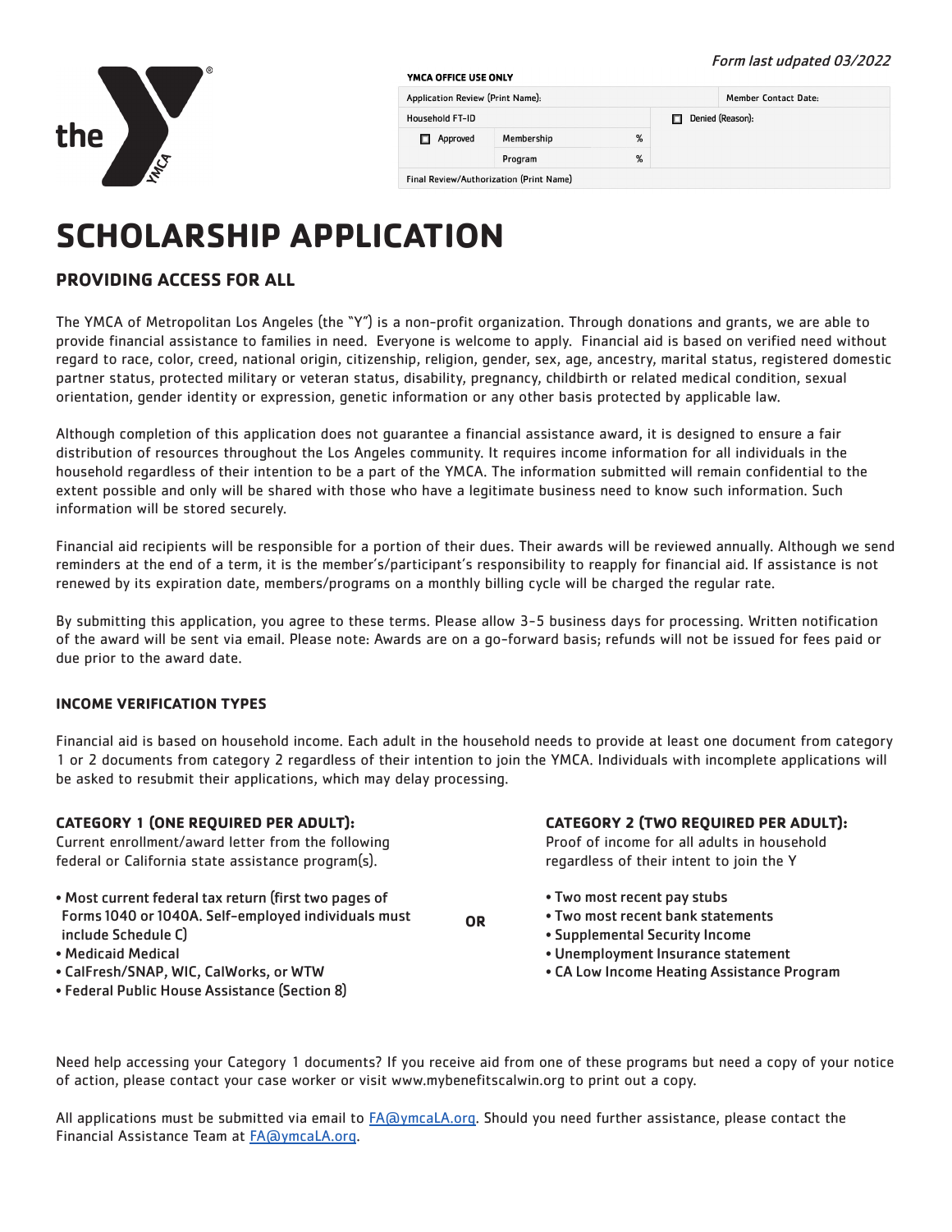*Form last udpated 03/2022*

**YMCA OFFICE USE ONLY**

| Application Review (Print Name): | | | | Member Contact Date: |
|---|---|---|---|---|
| Household FT-ID | | | ☐ Denied (Reason): | |
| ☐ Approved | Membership | % | | |
| | Program | % | | |
| Final Review/Authorization (Print Name) | | | | |

# SCHOLARSHIP APPLICATION

## PROVIDING ACCESS FOR ALL

The YMCA of Metropolitan Los Angeles (the "Y") is a non-profit organization. Through donations and grants, we are able to provide financial assistance to families in need. Everyone is welcome to apply. Financial aid is based on verified need without regard to race, color, creed, national origin, citizenship, religion, gender, sex, age, ancestry, marital status, registered domestic partner status, protected military or veteran status, disability, pregnancy, childbirth or related medical condition, sexual orientation, gender identity or expression, genetic information or any other basis protected by applicable law.

Although completion of this application does not guarantee a financial assistance award, it is designed to ensure a fair distribution of resources throughout the Los Angeles community. It requires income information for all individuals in the household regardless of their intention to be a part of the YMCA. The information submitted will remain confidential to the extent possible and only will be shared with those who have a legitimate business need to know such information. Such information will be stored securely.

Financial aid recipients will be responsible for a portion of their dues. Their awards will be reviewed annually. Although we send reminders at the end of a term, it is the member's/participant's responsibility to reapply for financial aid. If assistance is not renewed by its expiration date, members/programs on a monthly billing cycle will be charged the regular rate.

By submitting this application, you agree to these terms. Please allow 3-5 business days for processing. Written notification of the award will be sent via email. Please note: Awards are on a go-forward basis; refunds will not be issued for fees paid or due prior to the award date.

### INCOME VERIFICATION TYPES

Financial aid is based on household income. Each adult in the household needs to provide at least one document from category 1 or 2 documents from category 2 regardless of their intention to join the YMCA. Individuals with incomplete applications will be asked to resubmit their applications, which may delay processing.

**CATEGORY 1 (ONE REQUIRED PER ADULT):**
Current enrollment/award letter from the following federal or California state assistance program(s).

- Most current federal tax return (first two pages of Forms 1040 or 1040A. Self-employed individuals must include Schedule C)
- Medicaid Medical
- CalFresh/SNAP, WIC, CalWorks, or WTW
- Federal Public House Assistance (Section 8)

**OR**

**CATEGORY 2 (TWO REQUIRED PER ADULT):**
Proof of income for all adults in household regardless of their intent to join the Y

- Two most recent pay stubs
- Two most recent bank statements
- Supplemental Security Income
- Unemployment Insurance statement
- CA Low Income Heating Assistance Program

Need help accessing your Category 1 documents? If you receive aid from one of these programs but need a copy of your notice of action, please contact your case worker or visit www.mybenefitscalwin.org to print out a copy.

All applications must be submitted via email to FA@ymcaLA.org. Should you need further assistance, please contact the Financial Assistance Team at FA@ymcaLA.org.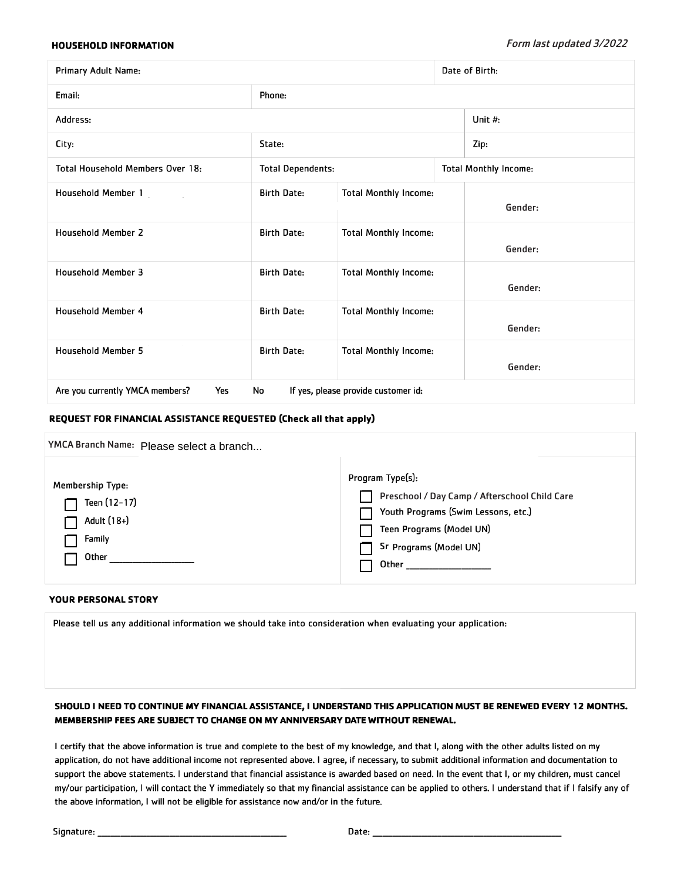## HOUSEHOLD INFORMATION

*Form last updated 3/2022*

| | | | |
|---|---|---|---|
| Primary Adult Name: | | | Date of Birth: |
| Email: | Phone: | | |
| Address: | | | Unit #: |
| City: | State: | | Zip: |
| Total Household Members Over 18: | Total Dependents: | | Total Monthly Income: |
| Household Member 1 | Birth Date: | Total Monthly Income: | Gender: |
| Household Member 2 | Birth Date: | Total Monthly Income: | Gender: |
| Household Member 3 | Birth Date: | Total Monthly Income: | Gender: |
| Household Member 4 | Birth Date: | Total Monthly Income: | Gender: |
| Household Member 5 | Birth Date: | Total Monthly Income: | Gender: |
| Are you currently YMCA members? Yes No | If yes, please provide customer id: | | |

## REQUEST FOR FINANCIAL ASSISTANCE REQUESTED (Check all that apply)

YMCA Branch Name: Please select a branch...

Membership Type:

- ☐ Teen (12-17)
- ☐ Adult (18+)
- ☐ Family
- ☐ Other ___________

Program Type(s):

- ☐ Preschool / Day Camp / Afterschool Child Care
- ☐ Youth Programs (Swim Lessons, etc.)
- ☐ Teen Programs (Model UN)
- ☐ Sr Programs (Model UN)
- ☐ Other ___________

## YOUR PERSONAL STORY

Please tell us any additional information we should take into consideration when evaluating your application:

**SHOULD I NEED TO CONTINUE MY FINANCIAL ASSISTANCE, I UNDERSTAND THIS APPLICATION MUST BE RENEWED EVERY 12 MONTHS. MEMBERSHIP FEES ARE SUBJECT TO CHANGE ON MY ANNIVERSARY DATE WITHOUT RENEWAL.**

I certify that the above information is true and complete to the best of my knowledge, and that I, along with the other adults listed on my application, do not have additional income not represented above. I agree, if necessary, to submit additional information and documentation to support the above statements. I understand that financial assistance is awarded based on need. In the event that I, or my children, must cancel my/our participation, I will contact the Y immediately so that my financial assistance can be applied to others. I understand that if I falsify any of the above information, I will not be eligible for assistance now and/or in the future.

Signature: ______________________ Date: ______________________